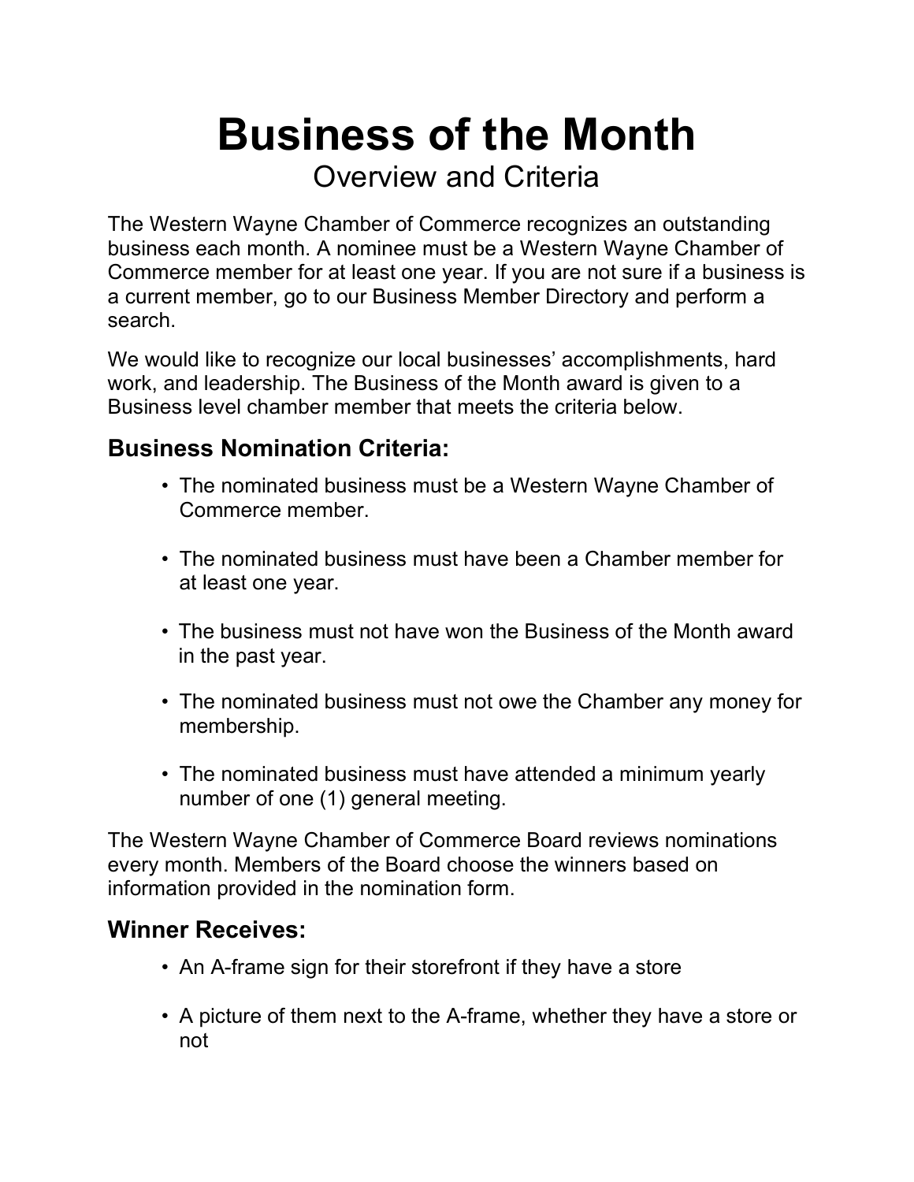# Business of the Month

## Overview and Criteria

The Western Wayne Chamber of Commerce recognizes an outstanding business each month. A nominee must be a Western Wayne Chamber of Commerce member for at least one year. If you are not sure if a business is a current member, go to our Business Member Directory and perform a search.

We would like to recognize our local businesses' accomplishments, hard work, and leadership. The Business of the Month award is given to a Business level chamber member that meets the criteria below.

### Business Nomination Criteria:

- The nominated business must be a Western Wayne Chamber of Commerce member.
- The nominated business must have been a Chamber member for at least one year.
- The business must not have won the Business of the Month award in the past year.
- The nominated business must not owe the Chamber any money for membership.
- The nominated business must have attended a minimum yearly number of one (1) general meeting.

The Western Wayne Chamber of Commerce Board reviews nominations every month. Members of the Board choose the winners based on information provided in the nomination form.

### Winner Receives:

- An A-frame sign for their storefront if they have a store
- A picture of them next to the A-frame, whether they have a store or not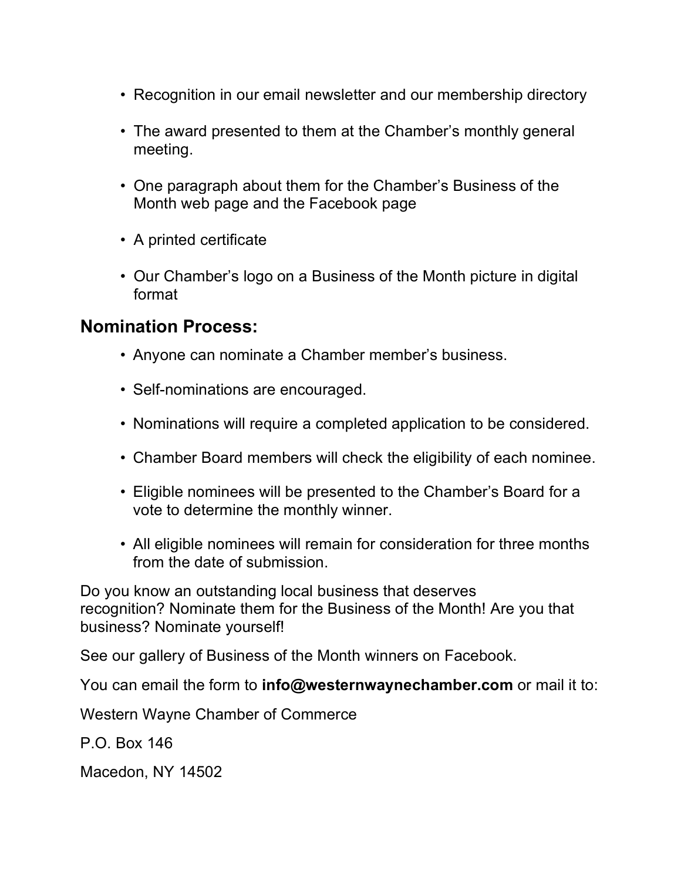- Recognition in our email newsletter and our membership directory
- The award presented to them at the Chamber’s monthly general meeting.
- One paragraph about them for the Chamber’s Business of the Month web page and the Facebook page
- A printed certificate
- Our Chamber’s logo on a Business of the Month picture in digital format

## Nomination Process:

- Anyone can nominate a Chamber member’s business.
- Self-nominations are encouraged.
- Nominations will require a completed application to be considered.
- Chamber Board members will check the eligibility of each nominee.
- Eligible nominees will be presented to the Chamber’s Board for a vote to determine the monthly winner.
- All eligible nominees will remain for consideration for three months from the date of submission.

Do you know an outstanding local business that deserves recognition? Nominate them for the Business of the Month! Are you that business? Nominate yourself!

See our gallery of Business of the Month winners on Facebook.

You can email the form to **info@westernwaynechamber.com** or mail it to:

Western Wayne Chamber of Commerce

P.O. Box 146

Macedon, NY 14502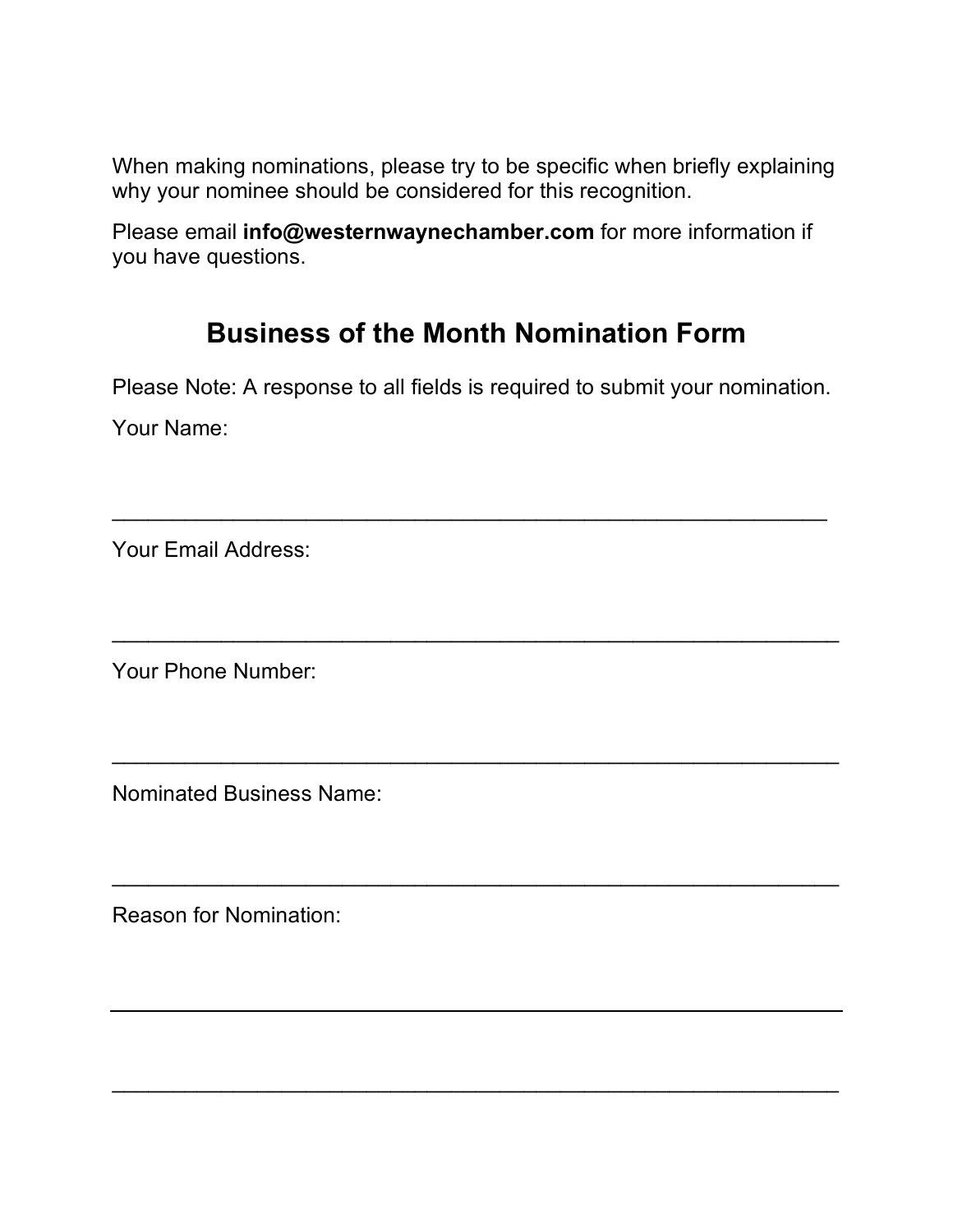When making nominations, please try to be specific when briefly explaining why your nominee should be considered for this recognition.

Please email **info@westernwaynechamber.com** for more information if you have questions.

## Business of the Month Nomination Form

Please Note: A response to all fields is required to submit your nomination.

Your Name:

____________________________________________________________

Your Email Address:

____________________________________________________________

Your Phone Number:

____________________________________________________________

Nominated Business Name:

____________________________________________________________

Reason for Nomination:

____________________________________________________________

____________________________________________________________